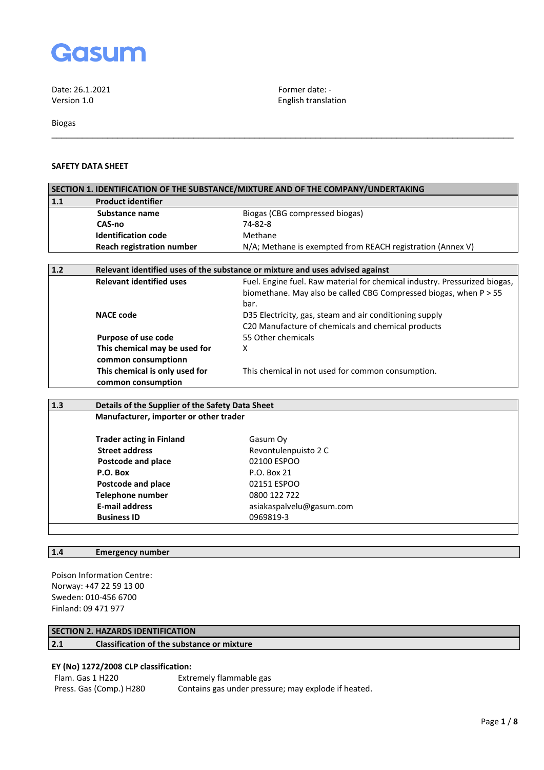Gasum

Date: 26.1.2021
Version 1.0

Former date: -
English translation

Biogas

---

**SAFETY DATA SHEET**

## SECTION 1. IDENTIFICATION OF THE SUBSTANCE/MIXTURE AND OF THE COMPANY/UNDERTAKING

| 1.1 | Product identifier | |
|---|---|---|
| | **Substance name** | Biogas (CBG compressed biogas) |
| | **CAS-no** | 74-82-8 |
| | **Identification code** | Methane |
| | **Reach registration number** | N/A; Methane is exempted from REACH registration (Annex V) |

| 1.2 | Relevant identified uses of the substance or mixture and uses advised against | |
|---|---|---|
| | **Relevant identified uses** | Fuel. Engine fuel. Raw material for chemical industry. Pressurized biogas, biomethane. May also be called CBG Compressed biogas, when P > 55 bar. |
| | **NACE code** | D35 Electricity, gas, steam and air conditioning supply<br>C20 Manufacture of chemicals and chemical products |
| | **Purpose of use code** | 55 Other chemicals |
| | **This chemical may be used for common consumptionn** | X |
| | **This chemical is only used for common consumption** | This chemical in not used for common consumption. |

| 1.3 | Details of the Supplier of the Safety Data Sheet | |
|---|---|---|
| | **Manufacturer, importer or other trader** | |
| | **Trader acting in Finland** | Gasum Oy |
| | **Street address** | Revontulenpuisto 2 C |
| | **Postcode and place** | 02100 ESPOO |
| | **P.O. Box** | P.O. Box 21 |
| | **Postcode and place** | 02151 ESPOO |
| | **Telephone number** | 0800 122 722 |
| | **E-mail address** | asiakaspalvelu@gasum.com |
| | **Business ID** | 0969819-3 |

| 1.4 | Emergency number |
|---|---|

Poison Information Centre:
Norway: +47 22 59 13 00
Sweden: 010-456 6700
Finland: 09 471 977

## SECTION 2. HAZARDS IDENTIFICATION

| 2.1 | Classification of the substance or mixture |
|---|---|

**EY (No) 1272/2008 CLP classification:**

| | |
|---|---|
| Flam. Gas 1 H220 | Extremely flammable gas |
| Press. Gas (Comp.) H280 | Contains gas under pressure; may explode if heated. |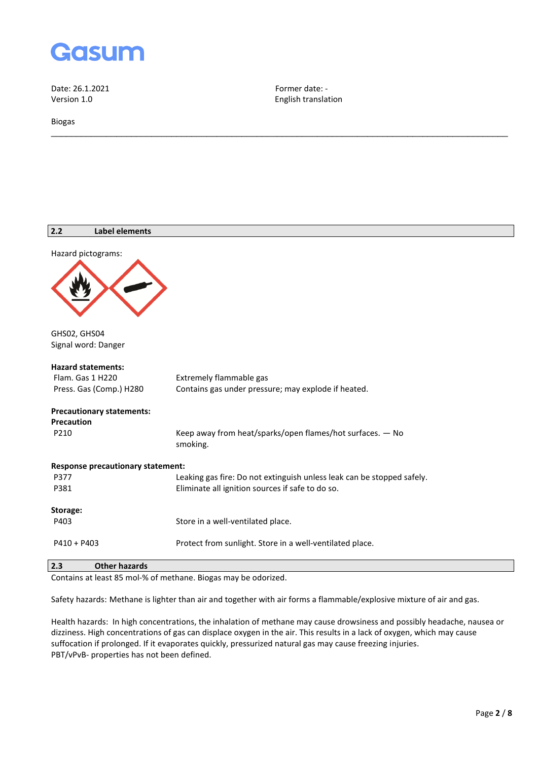Date: 26.1.2021
Version 1.0

Former date: -
English translation

Biogas

## 2.2 Label elements

Hazard pictograms:

GHS02, GHS04
Signal word: Danger

**Hazard statements:**

| | |
|---|---|
| Flam. Gas 1 H220 | Extremely flammable gas |
| Press. Gas (Comp.) H280 | Contains gas under pressure; may explode if heated. |

**Precautionary statements:**
**Precaution**

| | |
|---|---|
| P210 | Keep away from heat/sparks/open flames/hot surfaces. — No smoking. |

**Response precautionary statement:**

| | |
|---|---|
| P377 | Leaking gas fire: Do not extinguish unless leak can be stopped safely. |
| P381 | Eliminate all ignition sources if safe to do so. |

**Storage:**

| | |
|---|---|
| P403 | Store in a well-ventilated place. |
| P410 + P403 | Protect from sunlight. Store in a well-ventilated place. |

## 2.3 Other hazards

Contains at least 85 mol-% of methane. Biogas may be odorized.

Safety hazards: Methane is lighter than air and together with air forms a flammable/explosive mixture of air and gas.

Health hazards: In high concentrations, the inhalation of methane may cause drowsiness and possibly headache, nausea or dizziness. High concentrations of gas can displace oxygen in the air. This results in a lack of oxygen, which may cause suffocation if prolonged. If it evaporates quickly, pressurized natural gas may cause freezing injuries.
PBT/vPvB- properties has not been defined.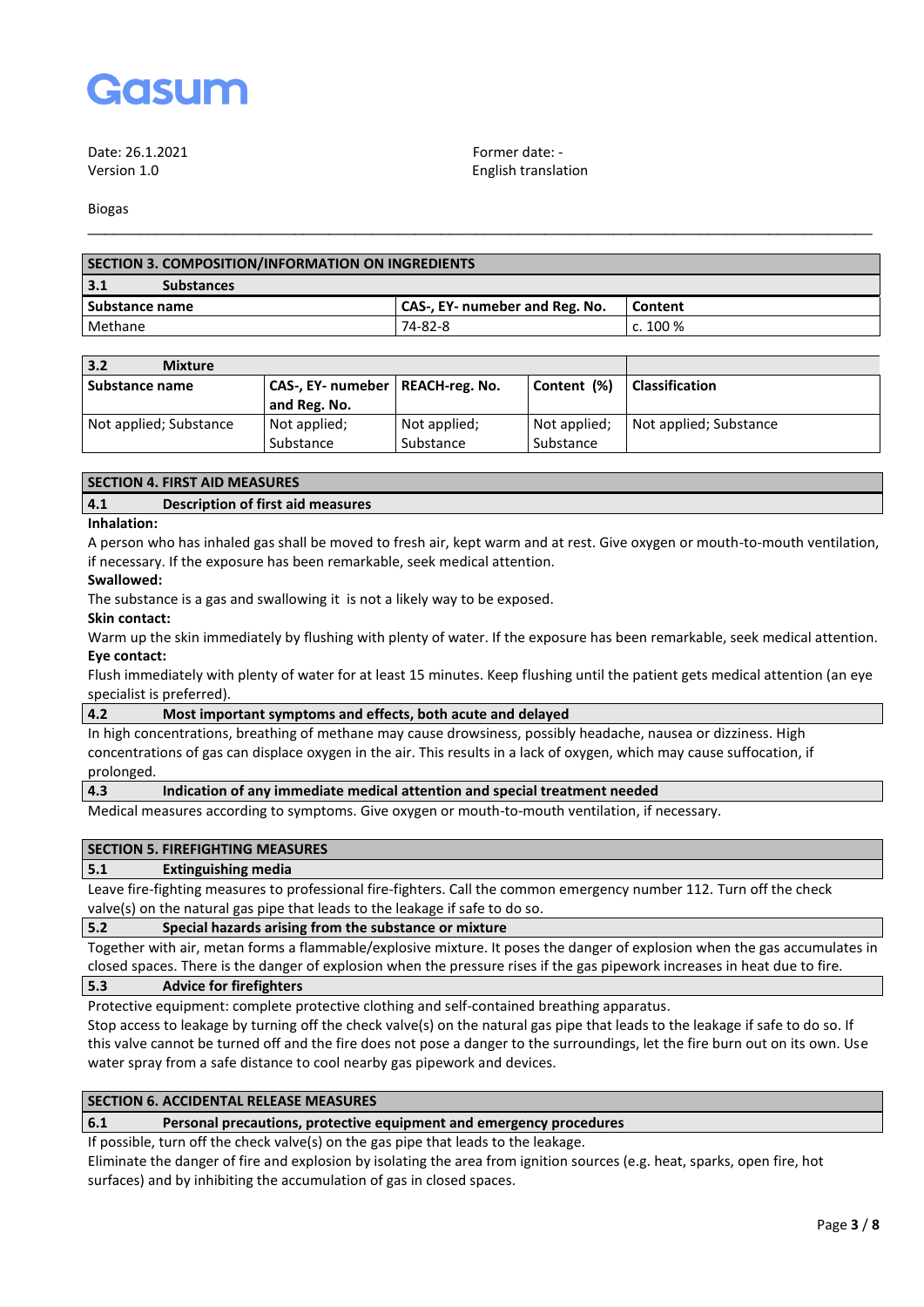## SECTION 3. COMPOSITION/INFORMATION ON INGREDIENTS

### 3.1 Substances

| Substance name | CAS-, EY- numeber and Reg. No. | Content |
|---|---|---|
| Methane | 74-82-8 | c. 100 % |

### 3.2 Mixture

| Substance name | CAS-, EY- numeber and Reg. No. | REACH-reg. No. | Content (%) | Classification |
|---|---|---|---|---|
| Not applied; Substance | Not applied; Substance | Not applied; Substance | Not applied; Substance | Not applied; Substance |

## SECTION 4. FIRST AID MEASURES

### 4.1 Description of first aid measures

**Inhalation:**

A person who has inhaled gas shall be moved to fresh air, kept warm and at rest. Give oxygen or mouth-to-mouth ventilation, if necessary. If the exposure has been remarkable, seek medical attention.

**Swallowed:**

The substance is a gas and swallowing it is not a likely way to be exposed.

**Skin contact:**

Warm up the skin immediately by flushing with plenty of water. If the exposure has been remarkable, seek medical attention.

**Eye contact:**

Flush immediately with plenty of water for at least 15 minutes. Keep flushing until the patient gets medical attention (an eye specialist is preferred).

### 4.2 Most important symptoms and effects, both acute and delayed

In high concentrations, breathing of methane may cause drowsiness, possibly headache, nausea or dizziness. High concentrations of gas can displace oxygen in the air. This results in a lack of oxygen, which may cause suffocation, if prolonged.

### 4.3 Indication of any immediate medical attention and special treatment needed

Medical measures according to symptoms. Give oxygen or mouth-to-mouth ventilation, if necessary.

## SECTION 5. FIREFIGHTING MEASURES

### 5.1 Extinguishing media

Leave fire-fighting measures to professional fire-fighters. Call the common emergency number 112. Turn off the check valve(s) on the natural gas pipe that leads to the leakage if safe to do so.

### 5.2 Special hazards arising from the substance or mixture

Together with air, metan forms a flammable/explosive mixture. It poses the danger of explosion when the gas accumulates in closed spaces. There is the danger of explosion when the pressure rises if the gas pipework increases in heat due to fire.

### 5.3 Advice for firefighters

Protective equipment: complete protective clothing and self-contained breathing apparatus.

Stop access to leakage by turning off the check valve(s) on the natural gas pipe that leads to the leakage if safe to do so. If this valve cannot be turned off and the fire does not pose a danger to the surroundings, let the fire burn out on its own. Use water spray from a safe distance to cool nearby gas pipework and devices.

## SECTION 6. ACCIDENTAL RELEASE MEASURES

### 6.1 Personal precautions, protective equipment and emergency procedures

If possible, turn off the check valve(s) on the gas pipe that leads to the leakage.

Eliminate the danger of fire and explosion by isolating the area from ignition sources (e.g. heat, sparks, open fire, hot surfaces) and by inhibiting the accumulation of gas in closed spaces.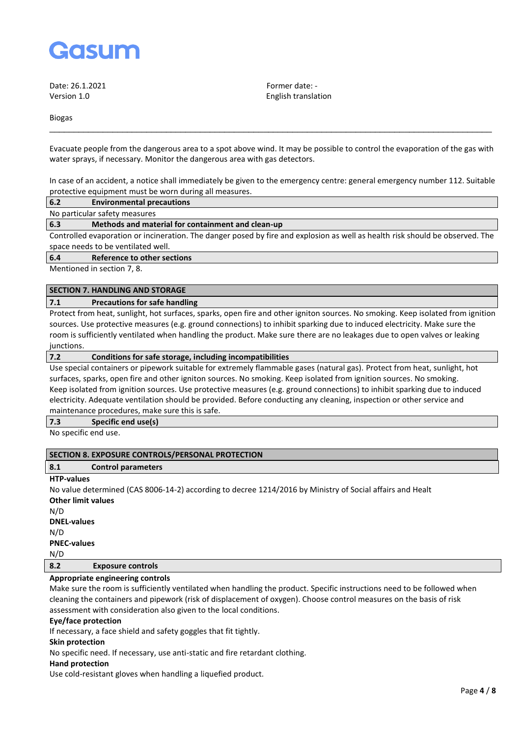Evacuate people from the dangerous area to a spot above wind. It may be possible to control the evaporation of the gas with water sprays, if necessary. Monitor the dangerous area with gas detectors.

In case of an accident, a notice shall immediately be given to the emergency centre: general emergency number 112. Suitable protective equipment must be worn during all measures.

### 6.2 Environmental precautions

No particular safety measures

### 6.3 Methods and material for containment and clean-up

Controlled evaporation or incineration. The danger posed by fire and explosion as well as health risk should be observed. The space needs to be ventilated well.

### 6.4 Reference to other sections

Mentioned in section 7, 8.

## SECTION 7. HANDLING AND STORAGE

### 7.1 Precautions for safe handling

Protect from heat, sunlight, hot surfaces, sparks, open fire and other igniton sources. No smoking. Keep isolated from ignition sources. Use protective measures (e.g. ground connections) to inhibit sparking due to induced electricity. Make sure the room is sufficiently ventilated when handling the product. Make sure there are no leakages due to open valves or leaking junctions.

### 7.2 Conditions for safe storage, including incompatibilities

Use special containers or pipework suitable for extremely flammable gases (natural gas). Protect from heat, sunlight, hot surfaces, sparks, open fire and other igniton sources. No smoking. Keep isolated from ignition sources. No smoking. Keep isolated from ignition sources. Use protective measures (e.g. ground connections) to inhibit sparking due to induced electricity. Adequate ventilation should be provided. Before conducting any cleaning, inspection or other service and maintenance procedures, make sure this is safe.

### 7.3 Specific end use(s)

No specific end use.

## SECTION 8. EXPOSURE CONTROLS/PERSONAL PROTECTION

### 8.1 Control parameters

**HTP-values**

No value determined (CAS 8006-14-2) according to decree 1214/2016 by Ministry of Social affairs and Healt

**Other limit values**

N/D

**DNEL-values**

N/D

**PNEC-values**

N/D

### 8.2 Exposure controls

**Appropriate engineering controls**

Make sure the room is sufficiently ventilated when handling the product. Specific instructions need to be followed when cleaning the containers and pipework (risk of displacement of oxygen). Choose control measures on the basis of risk assessment with consideration also given to the local conditions.

**Eye/face protection**

If necessary, a face shield and safety goggles that fit tightly.

**Skin protection**

No specific need. If necessary, use anti-static and fire retardant clothing.

**Hand protection**

Use cold-resistant gloves when handling a liquefied product.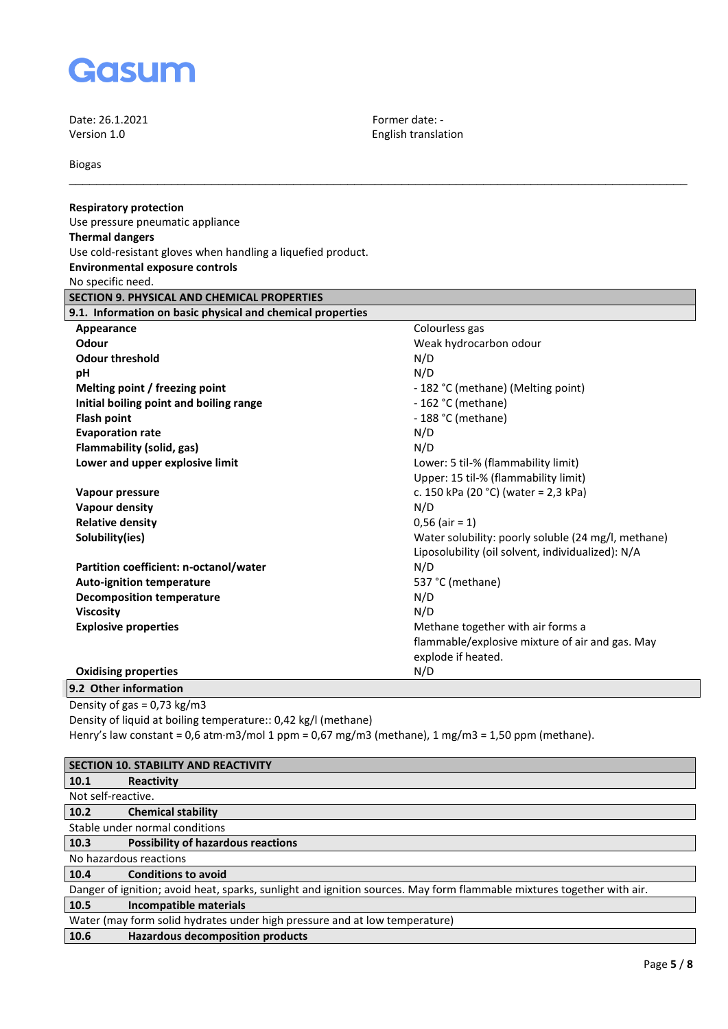**Respiratory protection**
Use pressure pneumatic appliance
**Thermal dangers**
Use cold-resistant gloves when handling a liquefied product.
**Environmental exposure controls**
No specific need.

## SECTION 9. PHYSICAL AND CHEMICAL PROPERTIES

### 9.1. Information on basic physical and chemical properties

| Property | Value |
|---|---|
| **Appearance** | Colourless gas |
| **Odour** | Weak hydrocarbon odour |
| **Odour threshold** | N/D |
| **pH** | N/D |
| **Melting point / freezing point** | - 182 °C (methane) (Melting point) |
| **Initial boiling point and boiling range** | - 162 °C (methane) |
| **Flash point** | - 188 °C (methane) |
| **Evaporation rate** | N/D |
| **Flammability (solid, gas)** | N/D |
| **Lower and upper explosive limit** | Lower: 5 til-% (flammability limit)<br>Upper: 15 til-% (flammability limit) |
| **Vapour pressure** | c. 150 kPa (20 °C) (water = 2,3 kPa) |
| **Vapour density** | N/D |
| **Relative density** | 0,56 (air = 1) |
| **Solubility(ies)** | Water solubility: poorly soluble (24 mg/l, methane)<br>Liposolubility (oil solvent, individualized): N/A |
| **Partition coefficient: n-octanol/water** | N/D |
| **Auto-ignition temperature** | 537 °C (methane) |
| **Decomposition temperature** | N/D |
| **Viscosity** | N/D |
| **Explosive properties** | Methane together with air forms a flammable/explosive mixture of air and gas. May explode if heated. |
| **Oxidising properties** | N/D |

### 9.2 Other information

Density of gas = 0,73 kg/m3
Density of liquid at boiling temperature:: 0,42 kg/l (methane)
Henry's law constant = 0,6 atm·m3/mol 1 ppm = 0,67 mg/m3 (methane), 1 mg/m3 = 1,50 ppm (methane).

## SECTION 10. STABILITY AND REACTIVITY

### 10.1 Reactivity

Not self-reactive.

### 10.2 Chemical stability

Stable under normal conditions

### 10.3 Possibility of hazardous reactions

No hazardous reactions

### 10.4 Conditions to avoid

Danger of ignition; avoid heat, sparks, sunlight and ignition sources. May form flammable mixtures together with air.

### 10.5 Incompatible materials

Water (may form solid hydrates under high pressure and at low temperature)

### 10.6 Hazardous decomposition products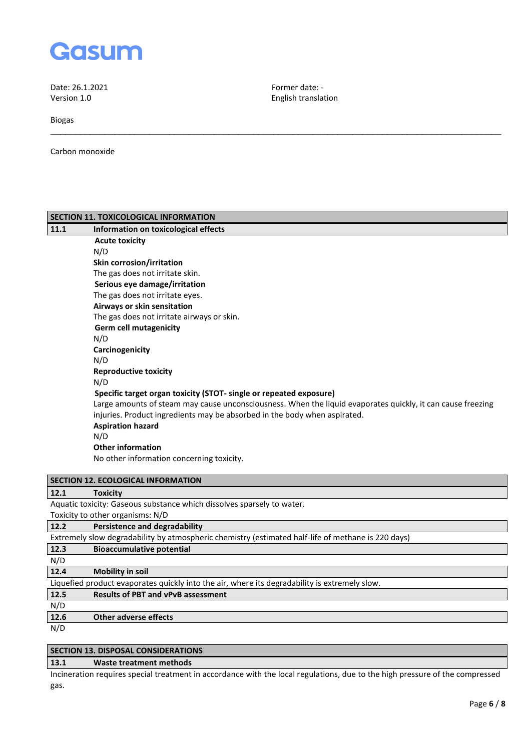Biogas

Carbon monoxide

## SECTION 11. TOXICOLOGICAL INFORMATION

### 11.1 Information on toxicological effects

**Acute toxicity**
N/D

**Skin corrosion/irritation**
The gas does not irritate skin.

**Serious eye damage/irritation**
The gas does not irritate eyes.

**Airways or skin sensitation**
The gas does not irritate airways or skin.

**Germ cell mutagenicity**
N/D

**Carcinogenicity**
N/D

**Reproductive toxicity**
N/D

**Specific target organ toxicity (STOT- single or repeated exposure)**
Large amounts of steam may cause unconsciousness. When the liquid evaporates quickly, it can cause freezing injuries. Product ingredients may be absorbed in the body when aspirated.

**Aspiration hazard**
N/D

**Other information**
No other information concerning toxicity.

## SECTION 12. ECOLOGICAL INFORMATION

### 12.1 Toxicity

Aquatic toxicity: Gaseous substance which dissolves sparsely to water.
Toxicity to other organisms: N/D

### 12.2 Persistence and degradability

Extremely slow degradability by atmospheric chemistry (estimated half-life of methane is 220 days)

### 12.3 Bioaccumulative potential

N/D

### 12.4 Mobility in soil

Liquefied product evaporates quickly into the air, where its degradability is extremely slow.

### 12.5 Results of PBT and vPvB assessment

N/D

### 12.6 Other adverse effects

N/D

## SECTION 13. DISPOSAL CONSIDERATIONS

### 13.1 Waste treatment methods

Incineration requires special treatment in accordance with the local regulations, due to the high pressure of the compressed gas.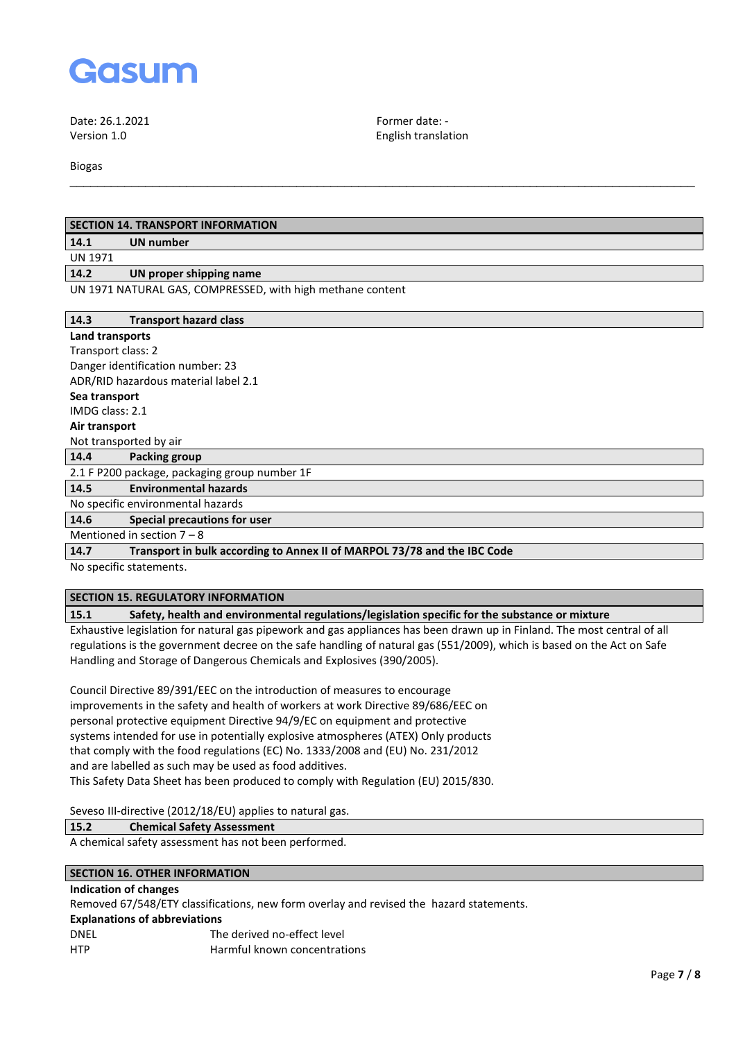Date: 26.1.2021
Version 1.0

Former date: -
English translation

Biogas

## SECTION 14. TRANSPORT INFORMATION

### 14.1 UN number

UN 1971

### 14.2 UN proper shipping name

UN 1971 NATURAL GAS, COMPRESSED, with high methane content

### 14.3 Transport hazard class

**Land transports**
Transport class: 2
Danger identification number: 23
ADR/RID hazardous material label 2.1

**Sea transport**
IMDG class: 2.1

**Air transport**
Not transported by air

### 14.4 Packing group

2.1 F P200 package, packaging group number 1F

### 14.5 Environmental hazards

No specific environmental hazards

### 14.6 Special precautions for user

Mentioned in section 7 – 8

### 14.7 Transport in bulk according to Annex II of MARPOL 73/78 and the IBC Code

No specific statements.

## SECTION 15. REGULATORY INFORMATION

### 15.1 Safety, health and environmental regulations/legislation specific for the substance or mixture

Exhaustive legislation for natural gas pipework and gas appliances has been drawn up in Finland. The most central of all regulations is the government decree on the safe handling of natural gas (551/2009), which is based on the Act on Safe Handling and Storage of Dangerous Chemicals and Explosives (390/2005).

Council Directive 89/391/EEC on the introduction of measures to encourage improvements in the safety and health of workers at work Directive 89/686/EEC on personal protective equipment Directive 94/9/EC on equipment and protective systems intended for use in potentially explosive atmospheres (ATEX) Only products that comply with the food regulations (EC) No. 1333/2008 and (EU) No. 231/2012 and are labelled as such may be used as food additives.
This Safety Data Sheet has been produced to comply with Regulation (EU) 2015/830.

Seveso III-directive (2012/18/EU) applies to natural gas.

### 15.2 Chemical Safety Assessment

A chemical safety assessment has not been performed.

## SECTION 16. OTHER INFORMATION

**Indication of changes**
Removed 67/548/ETY classifications, new form overlay and revised the hazard statements.

**Explanations of abbreviations**

| | |
|---|---|
| DNEL | The derived no-effect level |
| HTP | Harmful known concentrations |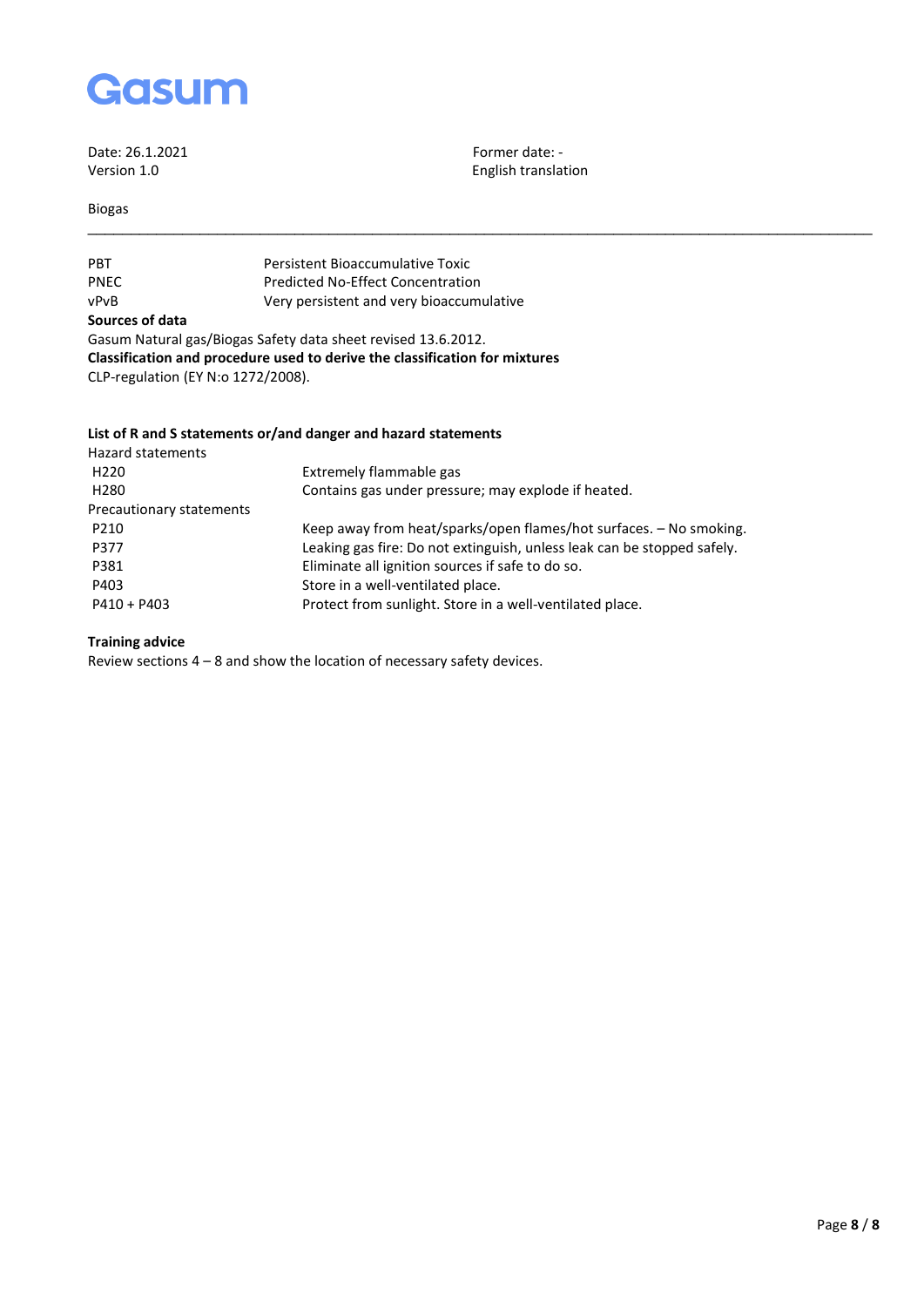| | |
|---|---|
| PBT | Persistent Bioaccumulative Toxic |
| PNEC | Predicted No-Effect Concentration |
| vPvB | Very persistent and very bioaccumulative |

**Sources of data**

Gasum Natural gas/Biogas Safety data sheet revised 13.6.2012.

**Classification and procedure used to derive the classification for mixtures**

CLP-regulation (EY N:o 1272/2008).

**List of R and S statements or/and danger and hazard statements**

| | |
|---|---|
| Hazard statements | |
| H220 | Extremely flammable gas |
| H280 | Contains gas under pressure; may explode if heated. |
| Precautionary statements | |
| P210 | Keep away from heat/sparks/open flames/hot surfaces. – No smoking. |
| P377 | Leaking gas fire: Do not extinguish, unless leak can be stopped safely. |
| P381 | Eliminate all ignition sources if safe to do so. |
| P403 | Store in a well-ventilated place. |
| P410 + P403 | Protect from sunlight. Store in a well-ventilated place. |

**Training advice**

Review sections 4 – 8 and show the location of necessary safety devices.